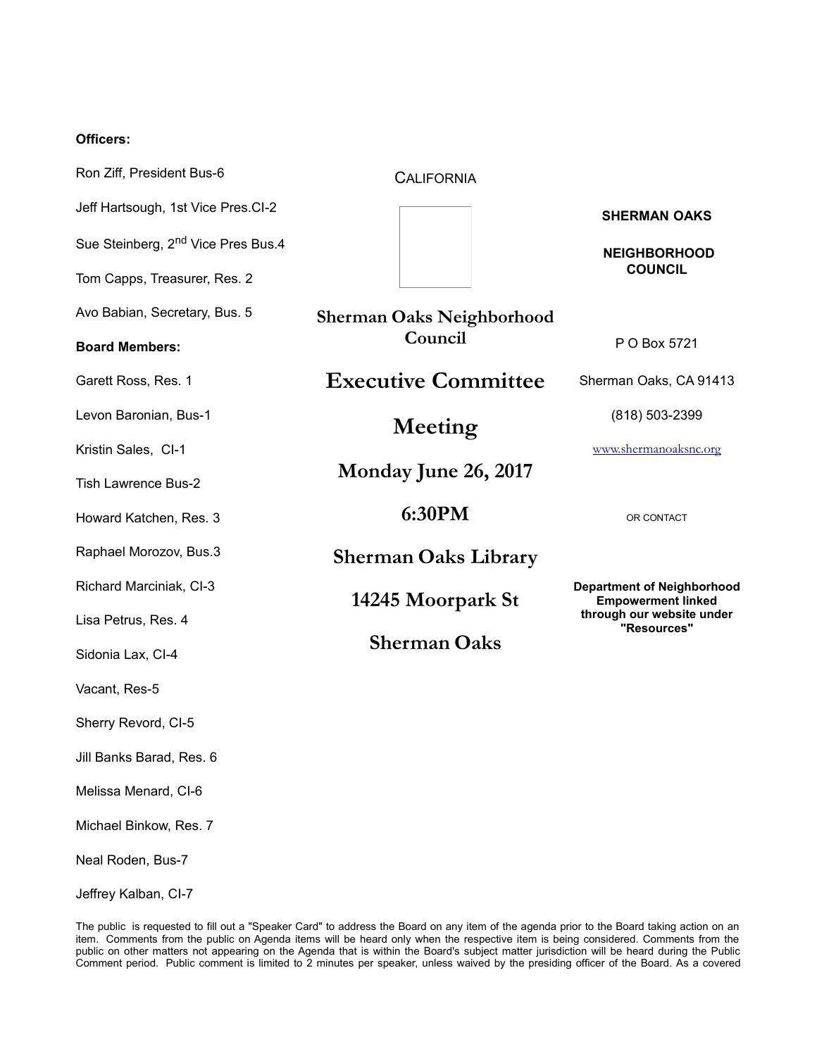**Officers:**

Ron Ziff, President Bus-6

Jeff Hartsough, 1st Vice Pres.CI-2

Sue Steinberg, 2nd Vice Pres Bus.4

Tom Capps, Treasurer, Res. 2

Avo Babian, Secretary, Bus. 5

**Board Members:**

Garett Ross, Res. 1

Levon Baronian, Bus-1

Kristin Sales, CI-1

Tish Lawrence Bus-2

Howard Katchen, Res. 3

Raphael Morozov, Bus.3

Richard Marciniak, CI-3

Lisa Petrus, Res. 4

Sidonia Lax, CI-4

Vacant, Res-5

Sherry Revord, CI-5

Jill Banks Barad, Res. 6

Melissa Menard, CI-6

Michael Binkow, Res. 7

Neal Roden, Bus-7

Jeffrey Kalban, CI-7

CALIFORNIA

**Sherman Oaks Neighborhood Council**

# Executive Committee Meeting

## Monday June 26, 2017

## 6:30PM

## Sherman Oaks Library

## 14245 Moorpark St

## Sherman Oaks

**SHERMAN OAKS**

**NEIGHBORHOOD COUNCIL**

P O Box 5721

Sherman Oaks, CA 91413

(818) 503-2399

www.shermanoaksnc.org

OR CONTACT

**Department of Neighborhood Empowerment linked through our website under "Resources"**

The public is requested to fill out a "Speaker Card" to address the Board on any item of the agenda prior to the Board taking action on an item. Comments from the public on Agenda items will be heard only when the respective item is being considered. Comments from the public on other matters not appearing on the Agenda that is within the Board's subject matter jurisdiction will be heard during the Public Comment period. Public comment is limited to 2 minutes per speaker, unless waived by the presiding officer of the Board. As a covered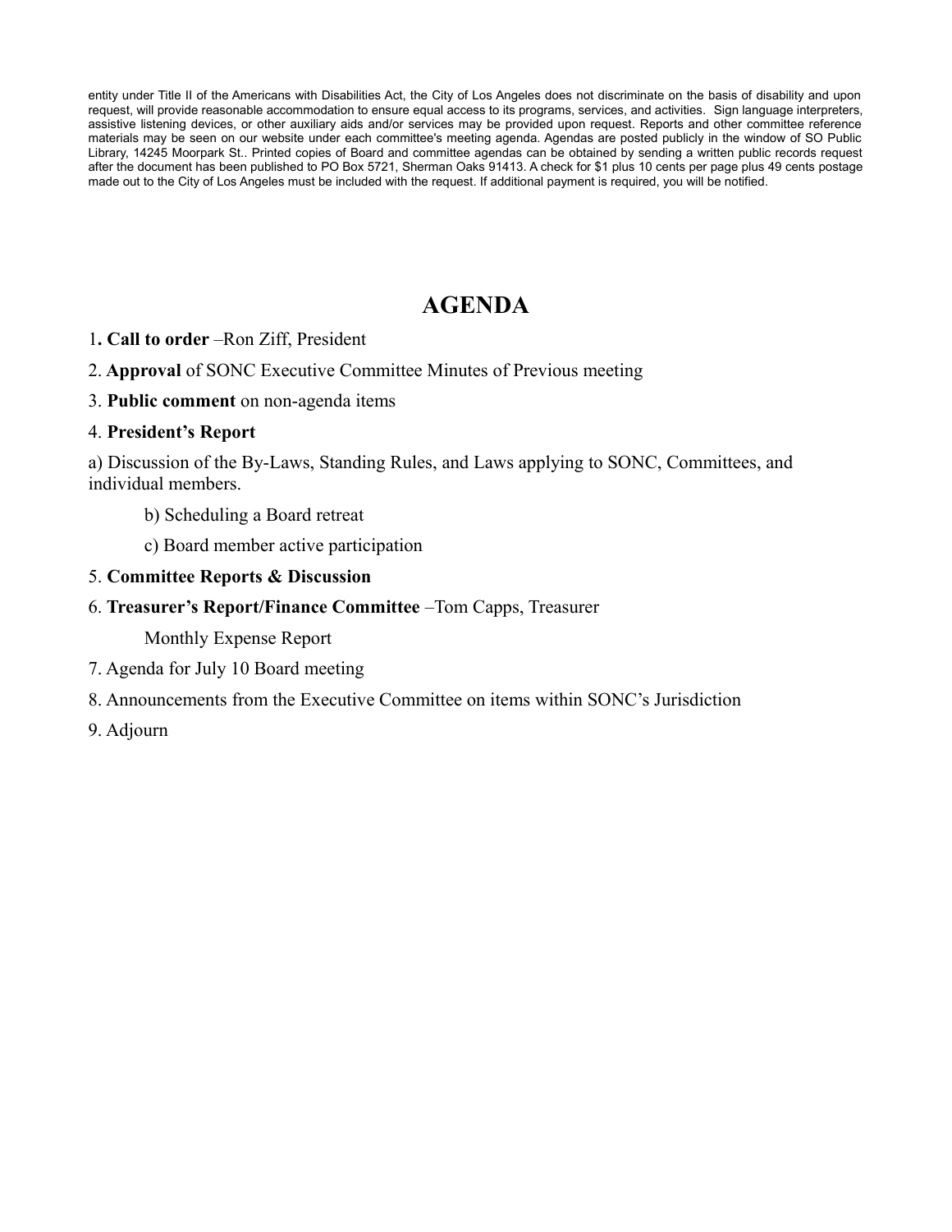entity under Title II of the Americans with Disabilities Act, the City of Los Angeles does not discriminate on the basis of disability and upon request, will provide reasonable accommodation to ensure equal access to its programs, services, and activities. Sign language interpreters, assistive listening devices, or other auxiliary aids and/or services may be provided upon request. Reports and other committee reference materials may be seen on our website under each committee's meeting agenda. Agendas are posted publicly in the window of SO Public Library, 14245 Moorpark St.. Printed copies of Board and committee agendas can be obtained by sending a written public records request after the document has been published to PO Box 5721, Sherman Oaks 91413. A check for $1 plus 10 cents per page plus 49 cents postage made out to the City of Los Angeles must be included with the request. If additional payment is required, you will be notified.

# AGENDA

1**. Call to order** –Ron Ziff, President

2. **Approval** of SONC Executive Committee Minutes of Previous meeting

3. **Public comment** on non-agenda items

4. **President's Report**

a) Discussion of the By-Laws, Standing Rules, and Laws applying to SONC, Committees, and individual members.

b) Scheduling a Board retreat

c) Board member active participation

5. **Committee Reports & Discussion**

6. **Treasurer's Report/Finance Committee** –Tom Capps, Treasurer

Monthly Expense Report

7. Agenda for July 10 Board meeting

8. Announcements from the Executive Committee on items within SONC's Jurisdiction

9. Adjourn